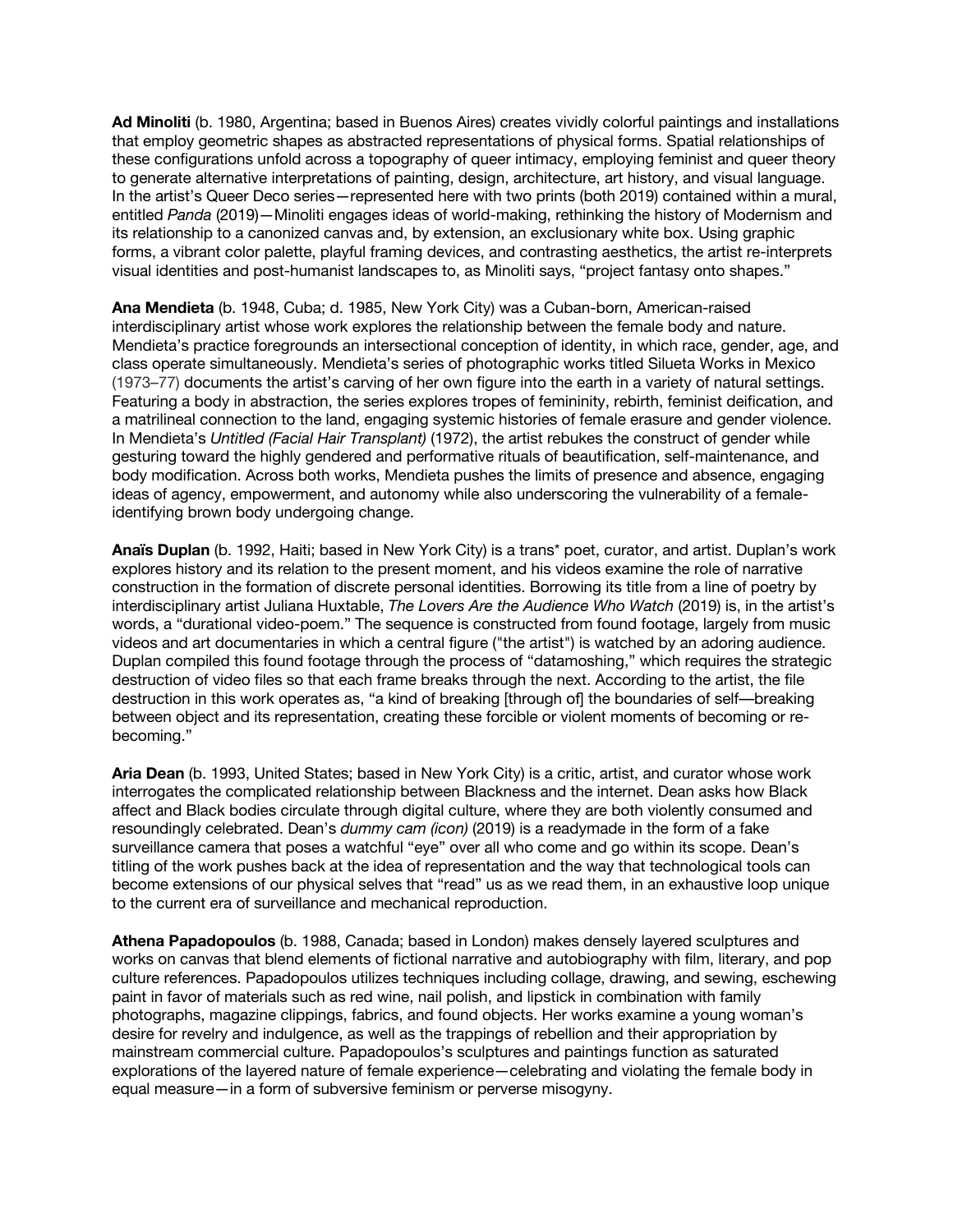**Ad Minoliti** (b. 1980, Argentina; based in Buenos Aires) creates vividly colorful paintings and installations that employ geometric shapes as abstracted representations of physical forms. Spatial relationships of these configurations unfold across a topography of queer intimacy, employing feminist and queer theory to generate alternative interpretations of painting, design, architecture, art history, and visual language. In the artist's Queer Deco series—represented here with two prints (both 2019) contained within a mural, entitled *Panda* (2019)—Minoliti engages ideas of world-making, rethinking the history of Modernism and its relationship to a canonized canvas and, by extension, an exclusionary white box. Using graphic forms, a vibrant color palette, playful framing devices, and contrasting aesthetics, the artist re-interprets visual identities and post-humanist landscapes to, as Minoliti says, "project fantasy onto shapes."

**Ana Mendieta** (b. 1948, Cuba; d. 1985, New York City) was a Cuban-born, American-raised interdisciplinary artist whose work explores the relationship between the female body and nature. Mendieta's practice foregrounds an intersectional conception of identity, in which race, gender, age, and class operate simultaneously. Mendieta's series of photographic works titled Silueta Works in Mexico (1973–77) documents the artist's carving of her own figure into the earth in a variety of natural settings. Featuring a body in abstraction, the series explores tropes of femininity, rebirth, feminist deification, and a matrilineal connection to the land, engaging systemic histories of female erasure and gender violence. In Mendieta's *Untitled (Facial Hair Transplant)* (1972), the artist rebukes the construct of gender while gesturing toward the highly gendered and performative rituals of beautification, self-maintenance, and body modification. Across both works, Mendieta pushes the limits of presence and absence, engaging ideas of agency, empowerment, and autonomy while also underscoring the vulnerability of a female-identifying brown body undergoing change.

**Anaïs Duplan** (b. 1992, Haiti; based in New York City) is a trans* poet, curator, and artist. Duplan's work explores history and its relation to the present moment, and his videos examine the role of narrative construction in the formation of discrete personal identities. Borrowing its title from a line of poetry by interdisciplinary artist Juliana Huxtable, *The Lovers Are the Audience Who Watch* (2019) is, in the artist's words, a "durational video-poem." The sequence is constructed from found footage, largely from music videos and art documentaries in which a central figure ("the artist") is watched by an adoring audience. Duplan compiled this found footage through the process of "datamoshing," which requires the strategic destruction of video files so that each frame breaks through the next. According to the artist, the file destruction in this work operates as, "a kind of breaking [through of] the boundaries of self—breaking between object and its representation, creating these forcible or violent moments of becoming or re-becoming."

**Aria Dean** (b. 1993, United States; based in New York City) is a critic, artist, and curator whose work interrogates the complicated relationship between Blackness and the internet. Dean asks how Black affect and Black bodies circulate through digital culture, where they are both violently consumed and resoundingly celebrated. Dean's *dummy cam (icon)* (2019) is a readymade in the form of a fake surveillance camera that poses a watchful "eye" over all who come and go within its scope. Dean's titling of the work pushes back at the idea of representation and the way that technological tools can become extensions of our physical selves that "read" us as we read them, in an exhaustive loop unique to the current era of surveillance and mechanical reproduction.

**Athena Papadopoulos** (b. 1988, Canada; based in London) makes densely layered sculptures and works on canvas that blend elements of fictional narrative and autobiography with film, literary, and pop culture references. Papadopoulos utilizes techniques including collage, drawing, and sewing, eschewing paint in favor of materials such as red wine, nail polish, and lipstick in combination with family photographs, magazine clippings, fabrics, and found objects. Her works examine a young woman's desire for revelry and indulgence, as well as the trappings of rebellion and their appropriation by mainstream commercial culture. Papadopoulos's sculptures and paintings function as saturated explorations of the layered nature of female experience—celebrating and violating the female body in equal measure—in a form of subversive feminism or perverse misogyny.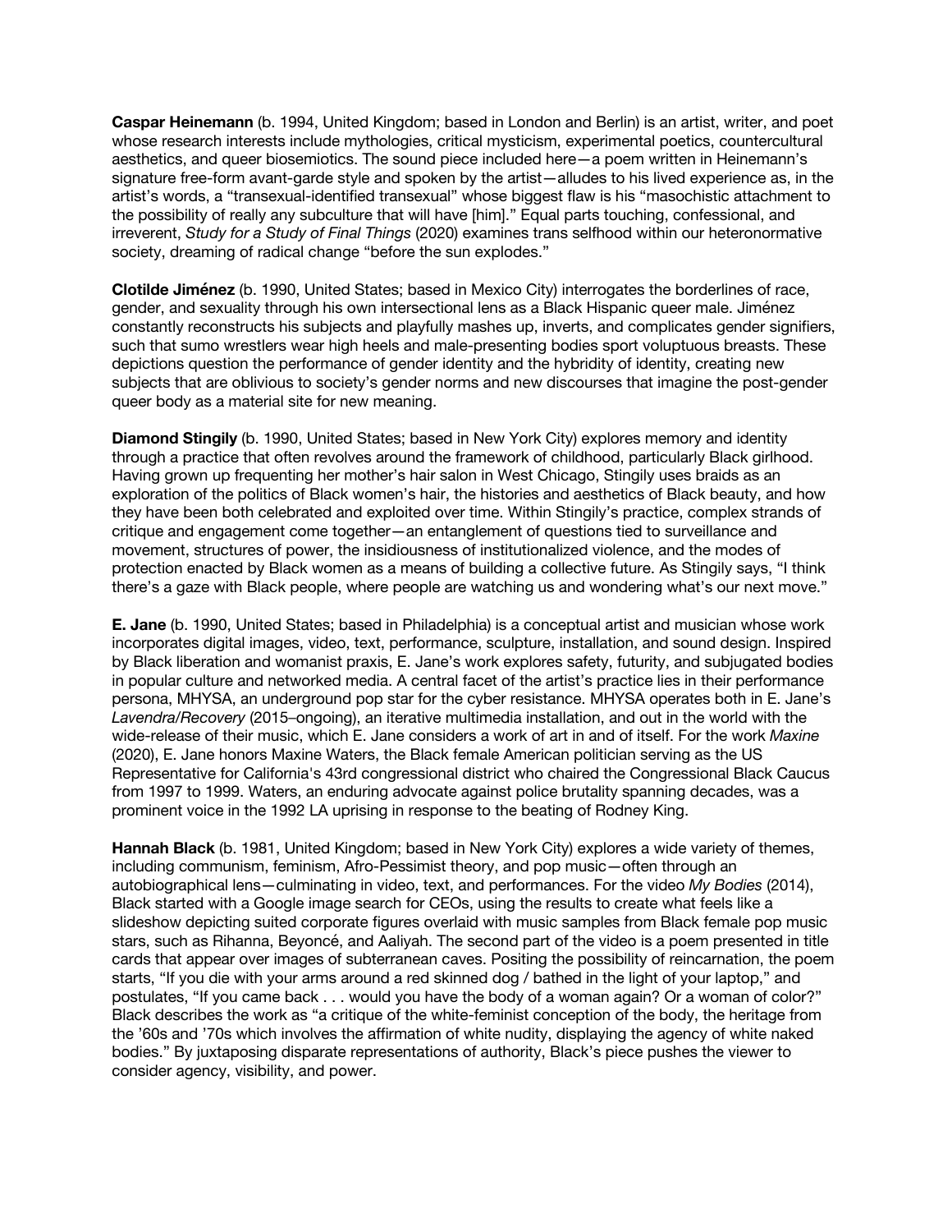**Caspar Heinemann** (b. 1994, United Kingdom; based in London and Berlin) is an artist, writer, and poet whose research interests include mythologies, critical mysticism, experimental poetics, countercultural aesthetics, and queer biosemiotics. The sound piece included here—a poem written in Heinemann's signature free-form avant-garde style and spoken by the artist—alludes to his lived experience as, in the artist's words, a "transexual-identified transexual" whose biggest flaw is his "masochistic attachment to the possibility of really any subculture that will have [him]." Equal parts touching, confessional, and irreverent, *Study for a Study of Final Things* (2020) examines trans selfhood within our heteronormative society, dreaming of radical change "before the sun explodes."

**Clotilde Jiménez** (b. 1990, United States; based in Mexico City) interrogates the borderlines of race, gender, and sexuality through his own intersectional lens as a Black Hispanic queer male. Jiménez constantly reconstructs his subjects and playfully mashes up, inverts, and complicates gender signifiers, such that sumo wrestlers wear high heels and male-presenting bodies sport voluptuous breasts. These depictions question the performance of gender identity and the hybridity of identity, creating new subjects that are oblivious to society's gender norms and new discourses that imagine the post-gender queer body as a material site for new meaning.

**Diamond Stingily** (b. 1990, United States; based in New York City) explores memory and identity through a practice that often revolves around the framework of childhood, particularly Black girlhood. Having grown up frequenting her mother's hair salon in West Chicago, Stingily uses braids as an exploration of the politics of Black women's hair, the histories and aesthetics of Black beauty, and how they have been both celebrated and exploited over time. Within Stingily's practice, complex strands of critique and engagement come together—an entanglement of questions tied to surveillance and movement, structures of power, the insidiousness of institutionalized violence, and the modes of protection enacted by Black women as a means of building a collective future. As Stingily says, "I think there's a gaze with Black people, where people are watching us and wondering what's our next move."

**E. Jane** (b. 1990, United States; based in Philadelphia) is a conceptual artist and musician whose work incorporates digital images, video, text, performance, sculpture, installation, and sound design. Inspired by Black liberation and womanist praxis, E. Jane's work explores safety, futurity, and subjugated bodies in popular culture and networked media. A central facet of the artist's practice lies in their performance persona, MHYSA, an underground pop star for the cyber resistance. MHYSA operates both in E. Jane's *Lavendra/Recovery* (2015–ongoing), an iterative multimedia installation, and out in the world with the wide-release of their music, which E. Jane considers a work of art in and of itself. For the work *Maxine* (2020), E. Jane honors Maxine Waters, the Black female American politician serving as the US Representative for California's 43rd congressional district who chaired the Congressional Black Caucus from 1997 to 1999. Waters, an enduring advocate against police brutality spanning decades, was a prominent voice in the 1992 LA uprising in response to the beating of Rodney King.

**Hannah Black** (b. 1981, United Kingdom; based in New York City) explores a wide variety of themes, including communism, feminism, Afro-Pessimist theory, and pop music—often through an autobiographical lens—culminating in video, text, and performances. For the video *My Bodies* (2014), Black started with a Google image search for CEOs, using the results to create what feels like a slideshow depicting suited corporate figures overlaid with music samples from Black female pop music stars, such as Rihanna, Beyoncé, and Aaliyah. The second part of the video is a poem presented in title cards that appear over images of subterranean caves. Positing the possibility of reincarnation, the poem starts, "If you die with your arms around a red skinned dog / bathed in the light of your laptop," and postulates, "If you came back . . . would you have the body of a woman again? Or a woman of color?" Black describes the work as "a critique of the white-feminist conception of the body, the heritage from the '60s and '70s which involves the affirmation of white nudity, displaying the agency of white naked bodies." By juxtaposing disparate representations of authority, Black's piece pushes the viewer to consider agency, visibility, and power.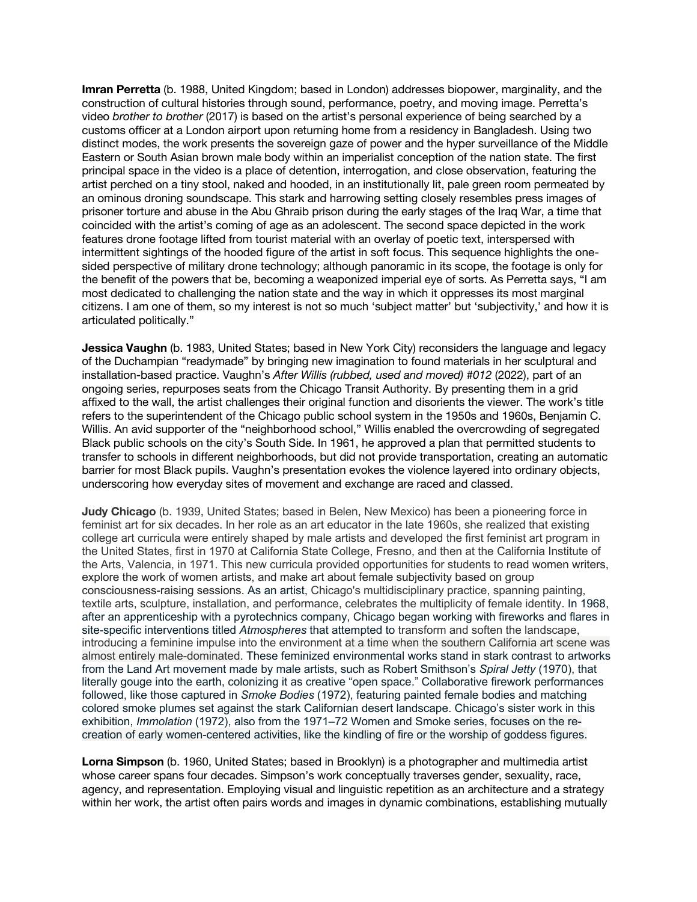**Imran Perretta** (b. 1988, United Kingdom; based in London) addresses biopower, marginality, and the construction of cultural histories through sound, performance, poetry, and moving image. Perretta's video *brother to brother* (2017) is based on the artist's personal experience of being searched by a customs officer at a London airport upon returning home from a residency in Bangladesh. Using two distinct modes, the work presents the sovereign gaze of power and the hyper surveillance of the Middle Eastern or South Asian brown male body within an imperialist conception of the nation state. The first principal space in the video is a place of detention, interrogation, and close observation, featuring the artist perched on a tiny stool, naked and hooded, in an institutionally lit, pale green room permeated by an ominous droning soundscape. This stark and harrowing setting closely resembles press images of prisoner torture and abuse in the Abu Ghraib prison during the early stages of the Iraq War, a time that coincided with the artist's coming of age as an adolescent. The second space depicted in the work features drone footage lifted from tourist material with an overlay of poetic text, interspersed with intermittent sightings of the hooded figure of the artist in soft focus. This sequence highlights the one-sided perspective of military drone technology; although panoramic in its scope, the footage is only for the benefit of the powers that be, becoming a weaponized imperial eye of sorts. As Perretta says, "I am most dedicated to challenging the nation state and the way in which it oppresses its most marginal citizens. I am one of them, so my interest is not so much 'subject matter' but 'subjectivity,' and how it is articulated politically."

**Jessica Vaughn** (b. 1983, United States; based in New York City) reconsiders the language and legacy of the Duchampian "readymade" by bringing new imagination to found materials in her sculptural and installation-based practice. Vaughn's *After Willis (rubbed, used and moved) #012* (2022), part of an ongoing series, repurposes seats from the Chicago Transit Authority. By presenting them in a grid affixed to the wall, the artist challenges their original function and disorients the viewer. The work's title refers to the superintendent of the Chicago public school system in the 1950s and 1960s, Benjamin C. Willis. An avid supporter of the "neighborhood school," Willis enabled the overcrowding of segregated Black public schools on the city's South Side. In 1961, he approved a plan that permitted students to transfer to schools in different neighborhoods, but did not provide transportation, creating an automatic barrier for most Black pupils. Vaughn's presentation evokes the violence layered into ordinary objects, underscoring how everyday sites of movement and exchange are raced and classed.

**Judy Chicago** (b. 1939, United States; based in Belen, New Mexico) has been a pioneering force in feminist art for six decades. In her role as an art educator in the late 1960s, she realized that existing college art curricula were entirely shaped by male artists and developed the first feminist art program in the United States, first in 1970 at California State College, Fresno, and then at the California Institute of the Arts, Valencia, in 1971. This new curricula provided opportunities for students to read women writers, explore the work of women artists, and make art about female subjectivity based on group consciousness-raising sessions. As an artist, Chicago's multidisciplinary practice, spanning painting, textile arts, sculpture, installation, and performance, celebrates the multiplicity of female identity. In 1968, after an apprenticeship with a pyrotechnics company, Chicago began working with fireworks and flares in site-specific interventions titled *Atmospheres* that attempted to transform and soften the landscape, introducing a feminine impulse into the environment at a time when the southern California art scene was almost entirely male-dominated. These feminized environmental works stand in stark contrast to artworks from the Land Art movement made by male artists, such as Robert Smithson's *Spiral Jetty* (1970), that literally gouge into the earth, colonizing it as creative "open space." Collaborative firework performances followed, like those captured in *Smoke Bodies* (1972), featuring painted female bodies and matching colored smoke plumes set against the stark Californian desert landscape. Chicago's sister work in this exhibition, *Immolation* (1972), also from the 1971–72 Women and Smoke series, focuses on the re-creation of early women-centered activities, like the kindling of fire or the worship of goddess figures.

**Lorna Simpson** (b. 1960, United States; based in Brooklyn) is a photographer and multimedia artist whose career spans four decades. Simpson's work conceptually traverses gender, sexuality, race, agency, and representation. Employing visual and linguistic repetition as an architecture and a strategy within her work, the artist often pairs words and images in dynamic combinations, establishing mutually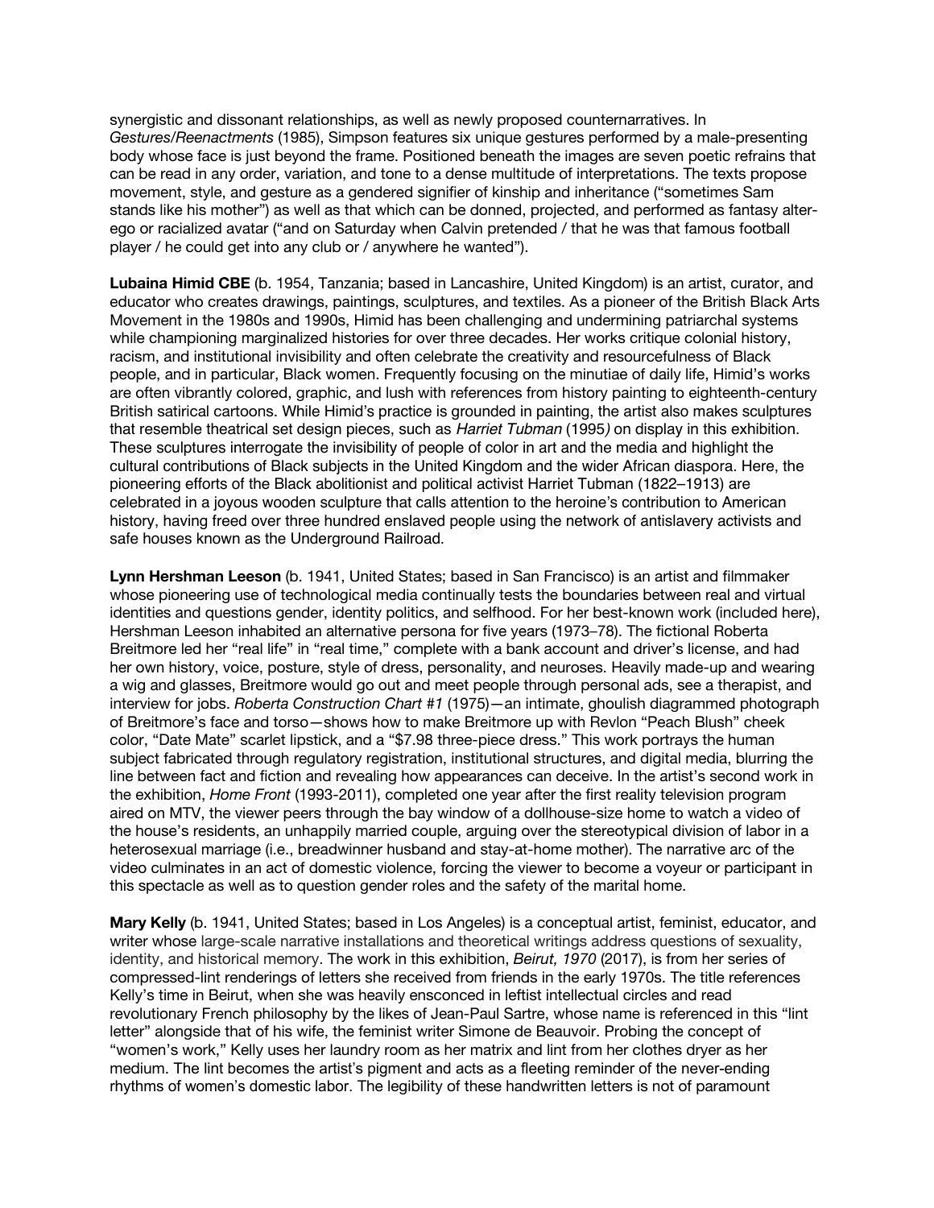synergistic and dissonant relationships, as well as newly proposed counternarratives. In *Gestures/Reenactments* (1985), Simpson features six unique gestures performed by a male-presenting body whose face is just beyond the frame. Positioned beneath the images are seven poetic refrains that can be read in any order, variation, and tone to a dense multitude of interpretations. The texts propose movement, style, and gesture as a gendered signifier of kinship and inheritance ("sometimes Sam stands like his mother") as well as that which can be donned, projected, and performed as fantasy alter-ego or racialized avatar ("and on Saturday when Calvin pretended / that he was that famous football player / he could get into any club or / anywhere he wanted").

**Lubaina Himid CBE** (b. 1954, Tanzania; based in Lancashire, United Kingdom) is an artist, curator, and educator who creates drawings, paintings, sculptures, and textiles. As a pioneer of the British Black Arts Movement in the 1980s and 1990s, Himid has been challenging and undermining patriarchal systems while championing marginalized histories for over three decades. Her works critique colonial history, racism, and institutional invisibility and often celebrate the creativity and resourcefulness of Black people, and in particular, Black women. Frequently focusing on the minutiae of daily life, Himid's works are often vibrantly colored, graphic, and lush with references from history painting to eighteenth-century British satirical cartoons. While Himid's practice is grounded in painting, the artist also makes sculptures that resemble theatrical set design pieces, such as *Harriet Tubman* (1995) on display in this exhibition. These sculptures interrogate the invisibility of people of color in art and the media and highlight the cultural contributions of Black subjects in the United Kingdom and the wider African diaspora. Here, the pioneering efforts of the Black abolitionist and political activist Harriet Tubman (1822–1913) are celebrated in a joyous wooden sculpture that calls attention to the heroine's contribution to American history, having freed over three hundred enslaved people using the network of antislavery activists and safe houses known as the Underground Railroad.

**Lynn Hershman Leeson** (b. 1941, United States; based in San Francisco) is an artist and filmmaker whose pioneering use of technological media continually tests the boundaries between real and virtual identities and questions gender, identity politics, and selfhood. For her best-known work (included here), Hershman Leeson inhabited an alternative persona for five years (1973–78). The fictional Roberta Breitmore led her "real life" in "real time," complete with a bank account and driver's license, and had her own history, voice, posture, style of dress, personality, and neuroses. Heavily made-up and wearing a wig and glasses, Breitmore would go out and meet people through personal ads, see a therapist, and interview for jobs. *Roberta Construction Chart #1* (1975)—an intimate, ghoulish diagrammed photograph of Breitmore's face and torso—shows how to make Breitmore up with Revlon "Peach Blush" cheek color, "Date Mate" scarlet lipstick, and a "$7.98 three-piece dress." This work portrays the human subject fabricated through regulatory registration, institutional structures, and digital media, blurring the line between fact and fiction and revealing how appearances can deceive. In the artist's second work in the exhibition, *Home Front* (1993-2011), completed one year after the first reality television program aired on MTV, the viewer peers through the bay window of a dollhouse-size home to watch a video of the house's residents, an unhappily married couple, arguing over the stereotypical division of labor in a heterosexual marriage (i.e., breadwinner husband and stay-at-home mother). The narrative arc of the video culminates in an act of domestic violence, forcing the viewer to become a voyeur or participant in this spectacle as well as to question gender roles and the safety of the marital home.

**Mary Kelly** (b. 1941, United States; based in Los Angeles) is a conceptual artist, feminist, educator, and writer whose large-scale narrative installations and theoretical writings address questions of sexuality, identity, and historical memory. The work in this exhibition, *Beirut, 1970* (2017), is from her series of compressed-lint renderings of letters she received from friends in the early 1970s. The title references Kelly's time in Beirut, when she was heavily ensconced in leftist intellectual circles and read revolutionary French philosophy by the likes of Jean-Paul Sartre, whose name is referenced in this "lint letter" alongside that of his wife, the feminist writer Simone de Beauvoir. Probing the concept of "women's work," Kelly uses her laundry room as her matrix and lint from her clothes dryer as her medium. The lint becomes the artist's pigment and acts as a fleeting reminder of the never-ending rhythms of women's domestic labor. The legibility of these handwritten letters is not of paramount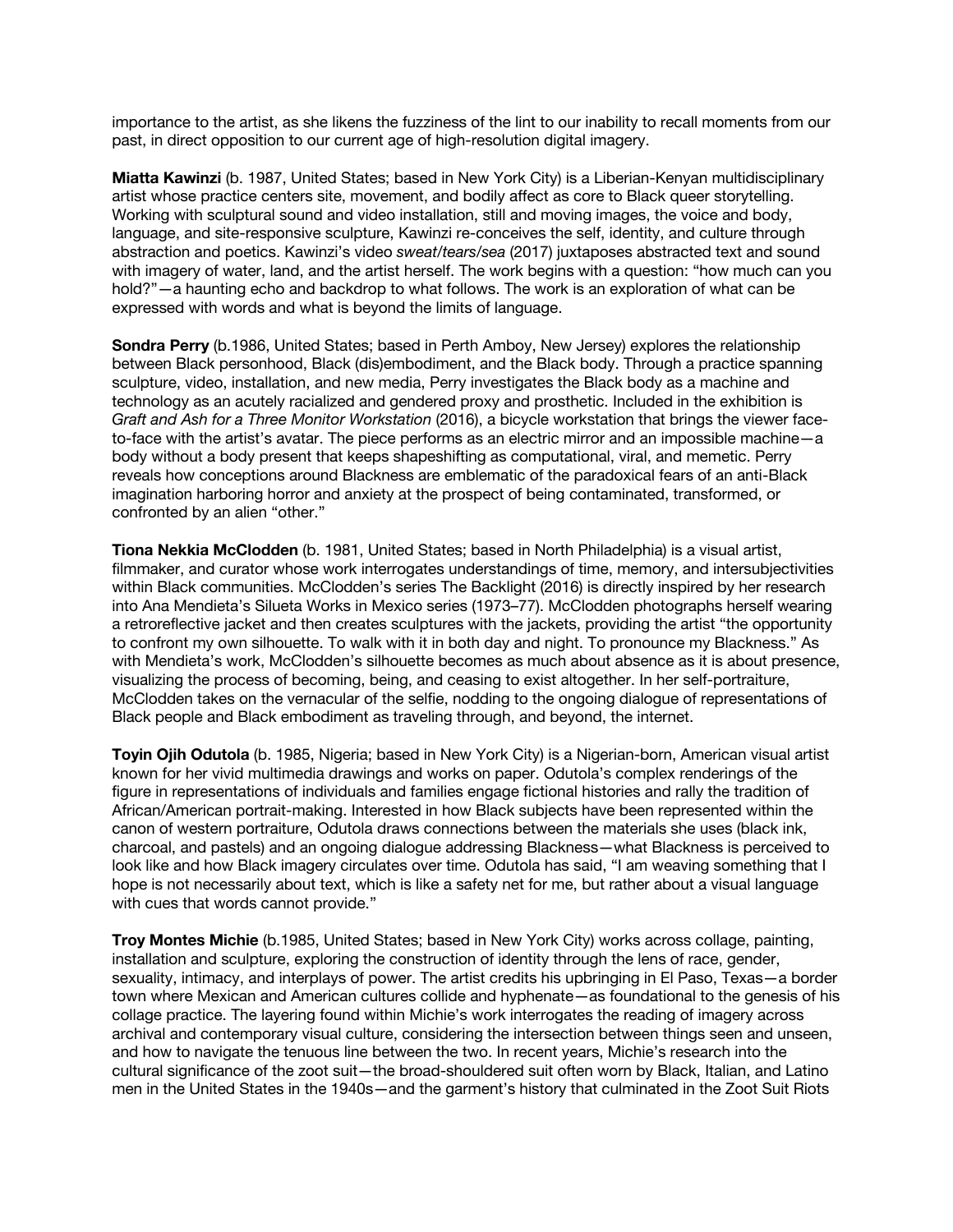importance to the artist, as she likens the fuzziness of the lint to our inability to recall moments from our past, in direct opposition to our current age of high-resolution digital imagery.

**Miatta Kawinzi** (b. 1987, United States; based in New York City) is a Liberian-Kenyan multidisciplinary artist whose practice centers site, movement, and bodily affect as core to Black queer storytelling. Working with sculptural sound and video installation, still and moving images, the voice and body, language, and site-responsive sculpture, Kawinzi re-conceives the self, identity, and culture through abstraction and poetics. Kawinzi's video *sweat/tears/sea* (2017) juxtaposes abstracted text and sound with imagery of water, land, and the artist herself. The work begins with a question: "how much can you hold?"—a haunting echo and backdrop to what follows. The work is an exploration of what can be expressed with words and what is beyond the limits of language.

**Sondra Perry** (b.1986, United States; based in Perth Amboy, New Jersey) explores the relationship between Black personhood, Black (dis)embodiment, and the Black body. Through a practice spanning sculpture, video, installation, and new media, Perry investigates the Black body as a machine and technology as an acutely racialized and gendered proxy and prosthetic. Included in the exhibition is *Graft and Ash for a Three Monitor Workstation* (2016), a bicycle workstation that brings the viewer face-to-face with the artist's avatar. The piece performs as an electric mirror and an impossible machine—a body without a body present that keeps shapeshifting as computational, viral, and memetic. Perry reveals how conceptions around Blackness are emblematic of the paradoxical fears of an anti-Black imagination harboring horror and anxiety at the prospect of being contaminated, transformed, or confronted by an alien "other."

**Tiona Nekkia McClodden** (b. 1981, United States; based in North Philadelphia) is a visual artist, filmmaker, and curator whose work interrogates understandings of time, memory, and intersubjectivities within Black communities. McClodden's series The Backlight (2016) is directly inspired by her research into Ana Mendieta's Silueta Works in Mexico series (1973–77). McClodden photographs herself wearing a retroreflective jacket and then creates sculptures with the jackets, providing the artist "the opportunity to confront my own silhouette. To walk with it in both day and night. To pronounce my Blackness." As with Mendieta's work, McClodden's silhouette becomes as much about absence as it is about presence, visualizing the process of becoming, being, and ceasing to exist altogether. In her self-portraiture, McClodden takes on the vernacular of the selfie, nodding to the ongoing dialogue of representations of Black people and Black embodiment as traveling through, and beyond, the internet.

**Toyin Ojih Odutola** (b. 1985, Nigeria; based in New York City) is a Nigerian-born, American visual artist known for her vivid multimedia drawings and works on paper. Odutola's complex renderings of the figure in representations of individuals and families engage fictional histories and rally the tradition of African/American portrait-making. Interested in how Black subjects have been represented within the canon of western portraiture, Odutola draws connections between the materials she uses (black ink, charcoal, and pastels) and an ongoing dialogue addressing Blackness—what Blackness is perceived to look like and how Black imagery circulates over time. Odutola has said, "I am weaving something that I hope is not necessarily about text, which is like a safety net for me, but rather about a visual language with cues that words cannot provide."

**Troy Montes Michie** (b.1985, United States; based in New York City) works across collage, painting, installation and sculpture, exploring the construction of identity through the lens of race, gender, sexuality, intimacy, and interplays of power. The artist credits his upbringing in El Paso, Texas—a border town where Mexican and American cultures collide and hyphenate—as foundational to the genesis of his collage practice. The layering found within Michie's work interrogates the reading of imagery across archival and contemporary visual culture, considering the intersection between things seen and unseen, and how to navigate the tenuous line between the two. In recent years, Michie's research into the cultural significance of the zoot suit—the broad-shouldered suit often worn by Black, Italian, and Latino men in the United States in the 1940s—and the garment's history that culminated in the Zoot Suit Riots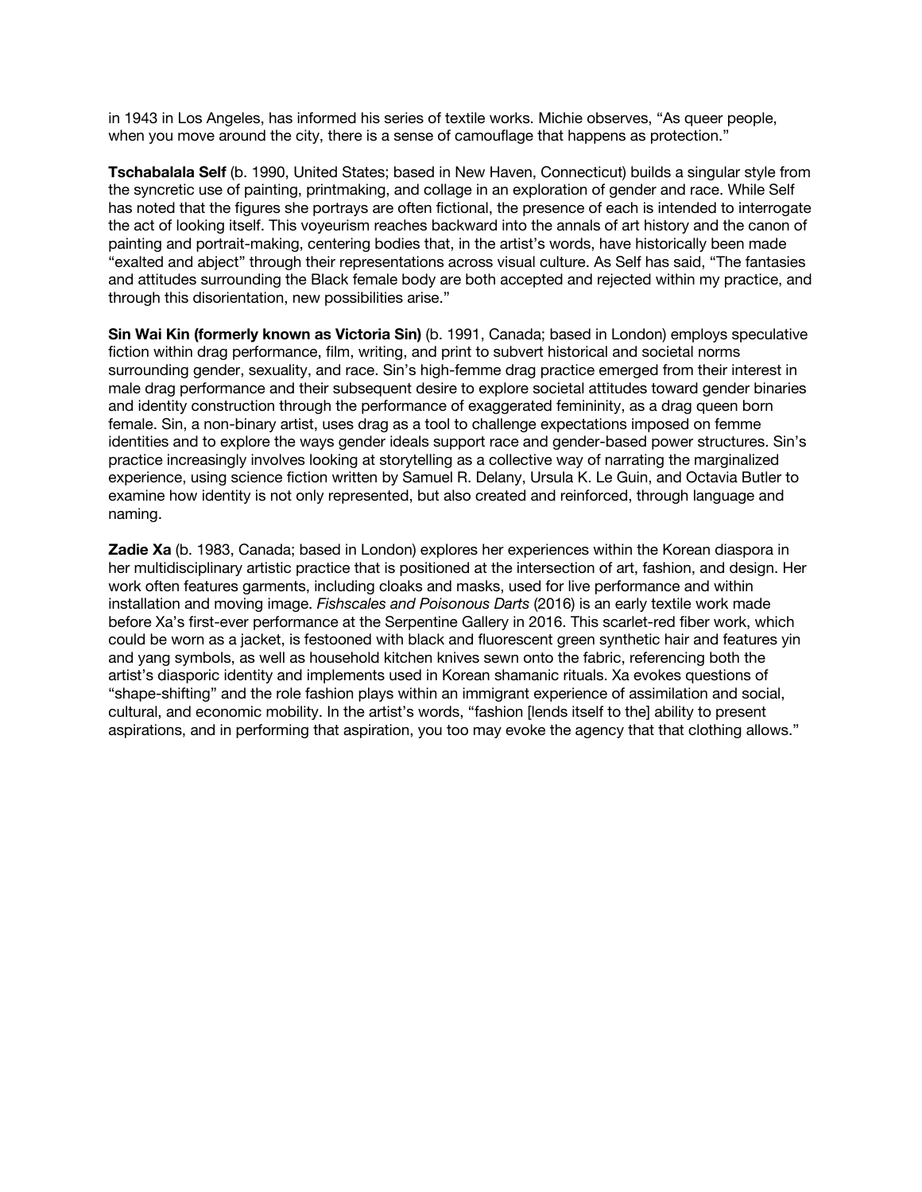in 1943 in Los Angeles, has informed his series of textile works. Michie observes, "As queer people, when you move around the city, there is a sense of camouflage that happens as protection."

**Tschabalala Self** (b. 1990, United States; based in New Haven, Connecticut) builds a singular style from the syncretic use of painting, printmaking, and collage in an exploration of gender and race. While Self has noted that the figures she portrays are often fictional, the presence of each is intended to interrogate the act of looking itself. This voyeurism reaches backward into the annals of art history and the canon of painting and portrait-making, centering bodies that, in the artist's words, have historically been made "exalted and abject" through their representations across visual culture. As Self has said, "The fantasies and attitudes surrounding the Black female body are both accepted and rejected within my practice, and through this disorientation, new possibilities arise."

**Sin Wai Kin (formerly known as Victoria Sin)** (b. 1991, Canada; based in London) employs speculative fiction within drag performance, film, writing, and print to subvert historical and societal norms surrounding gender, sexuality, and race. Sin's high-femme drag practice emerged from their interest in male drag performance and their subsequent desire to explore societal attitudes toward gender binaries and identity construction through the performance of exaggerated femininity, as a drag queen born female. Sin, a non-binary artist, uses drag as a tool to challenge expectations imposed on femme identities and to explore the ways gender ideals support race and gender-based power structures. Sin's practice increasingly involves looking at storytelling as a collective way of narrating the marginalized experience, using science fiction written by Samuel R. Delany, Ursula K. Le Guin, and Octavia Butler to examine how identity is not only represented, but also created and reinforced, through language and naming.

**Zadie Xa** (b. 1983, Canada; based in London) explores her experiences within the Korean diaspora in her multidisciplinary artistic practice that is positioned at the intersection of art, fashion, and design. Her work often features garments, including cloaks and masks, used for live performance and within installation and moving image. *Fishscales and Poisonous Darts* (2016) is an early textile work made before Xa's first-ever performance at the Serpentine Gallery in 2016. This scarlet-red fiber work, which could be worn as a jacket, is festooned with black and fluorescent green synthetic hair and features yin and yang symbols, as well as household kitchen knives sewn onto the fabric, referencing both the artist's diasporic identity and implements used in Korean shamanic rituals. Xa evokes questions of "shape-shifting" and the role fashion plays within an immigrant experience of assimilation and social, cultural, and economic mobility. In the artist's words, "fashion [lends itself to the] ability to present aspirations, and in performing that aspiration, you too may evoke the agency that that clothing allows."